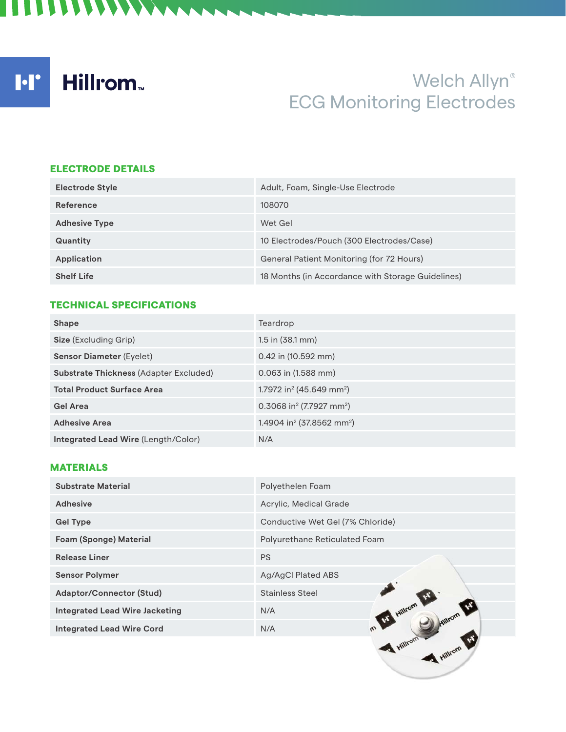Hillrom™

# Welch Allyn® ECG Monitoring Electrodes

## ELECTRODE DETAILS

| | |
|---|---|
| **Electrode Style** | Adult, Foam, Single-Use Electrode |
| **Reference** | 108070 |
| **Adhesive Type** | Wet Gel |
| **Quantity** | 10 Electrodes/Pouch (300 Electrodes/Case) |
| **Application** | General Patient Monitoring (for 72 Hours) |
| **Shelf Life** | 18 Months (in Accordance with Storage Guidelines) |

## TECHNICAL SPECIFICATIONS

| | |
|---|---|
| **Shape** | Teardrop |
| **Size** (Excluding Grip) | 1.5 in (38.1 mm) |
| **Sensor Diameter** (Eyelet) | 0.42 in (10.592 mm) |
| **Substrate Thickness** (Adapter Excluded) | 0.063 in (1.588 mm) |
| **Total Product Surface Area** | 1.7972 in² (45.649 mm²) |
| **Gel Area** | 0.3068 in² (7.7927 mm²) |
| **Adhesive Area** | 1.4904 in² (37.8562 mm²) |
| **Integrated Lead Wire** (Length/Color) | N/A |

## MATERIALS

| | |
|---|---|
| **Substrate Material** | Polyethelen Foam |
| **Adhesive** | Acrylic, Medical Grade |
| **Gel Type** | Conductive Wet Gel (7% Chloride) |
| **Foam (Sponge) Material** | Polyurethane Reticulated Foam |
| **Release Liner** | PS |
| **Sensor Polymer** | Ag/AgCl Plated ABS |
| **Adaptor/Connector (Stud)** | Stainless Steel |
| **Integrated Lead Wire Jacketing** | N/A |
| **Integrated Lead Wire Cord** | N/A |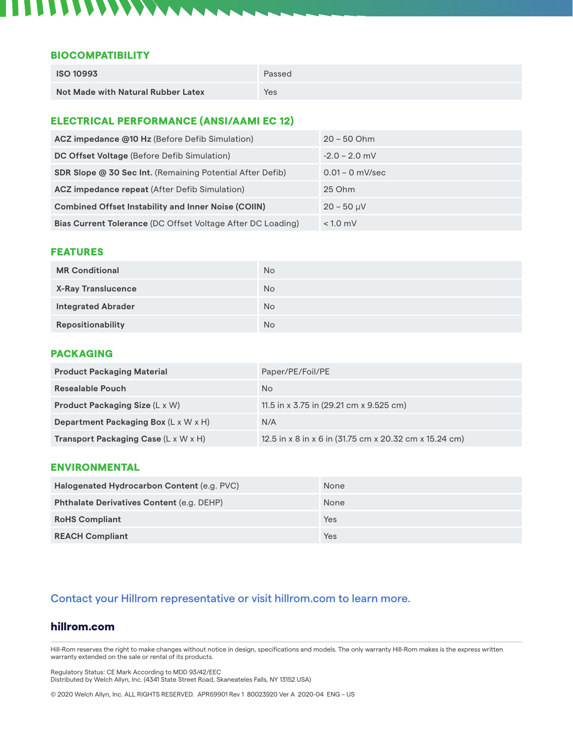## BIOCOMPATIBILITY

| | |
|---|---|
| **ISO 10993** | Passed |
| **Not Made with Natural Rubber Latex** | Yes |

## ELECTRICAL PERFORMANCE (ANSI/AAMI EC 12)

| | |
|---|---|
| **ACZ impedance @10 Hz** (Before Defib Simulation) | 20 – 50 Ohm |
| **DC Offset Voltage** (Before Defib Simulation) | -2.0 – 2.0 mV |
| **SDR Slope @ 30 Sec Int.** (Remaining Potential After Defib) | 0.01 – 0 mV/sec |
| **ACZ impedance repeat** (After Defib Simulation) | 25 Ohm |
| **Combined Offset Instability and Inner Noise (COIIN)** | 20 – 50 μV |
| **Bias Current Tolerance** (DC Offset Voltage After DC Loading) | < 1.0 mV |

## FEATURES

| | |
|---|---|
| **MR Conditional** | No |
| **X-Ray Translucence** | No |
| **Integrated Abrader** | No |
| **Repositionability** | No |

## PACKAGING

| | |
|---|---|
| **Product Packaging Material** | Paper/PE/Foil/PE |
| **Resealable Pouch** | No |
| **Product Packaging Size** (L x W) | 11.5 in x 3.75 in (29.21 cm x 9.525 cm) |
| **Department Packaging Box** (L x W x H) | N/A |
| **Transport Packaging Case** (L x W x H) | 12.5 in x 8 in x 6 in (31.75 cm x 20.32 cm x 15.24 cm) |

## ENVIRONMENTAL

| | |
|---|---|
| **Halogenated Hydrocarbon Content** (e.g. PVC) | None |
| **Phthalate Derivatives Content** (e.g. DEHP) | None |
| **RoHS Compliant** | Yes |
| **REACH Compliant** | Yes |

Contact your Hillrom representative or visit hillrom.com to learn more.

**hillrom.com**

Hill-Rom reserves the right to make changes without notice in design, specifications and models. The only warranty Hill-Rom makes is the express written warranty extended on the sale or rental of its products.

Regulatory Status: CE Mark According to MDD 93/42/EEC
Distributed by Welch Allyn, Inc. (4341 State Street Road, Skaneateles Falls, NY 13152 USA)

© 2020 Welch Allyn, Inc. ALL RIGHTS RESERVED. APR69901 Rev 1 80023920 Ver A 2020-04 ENG – US